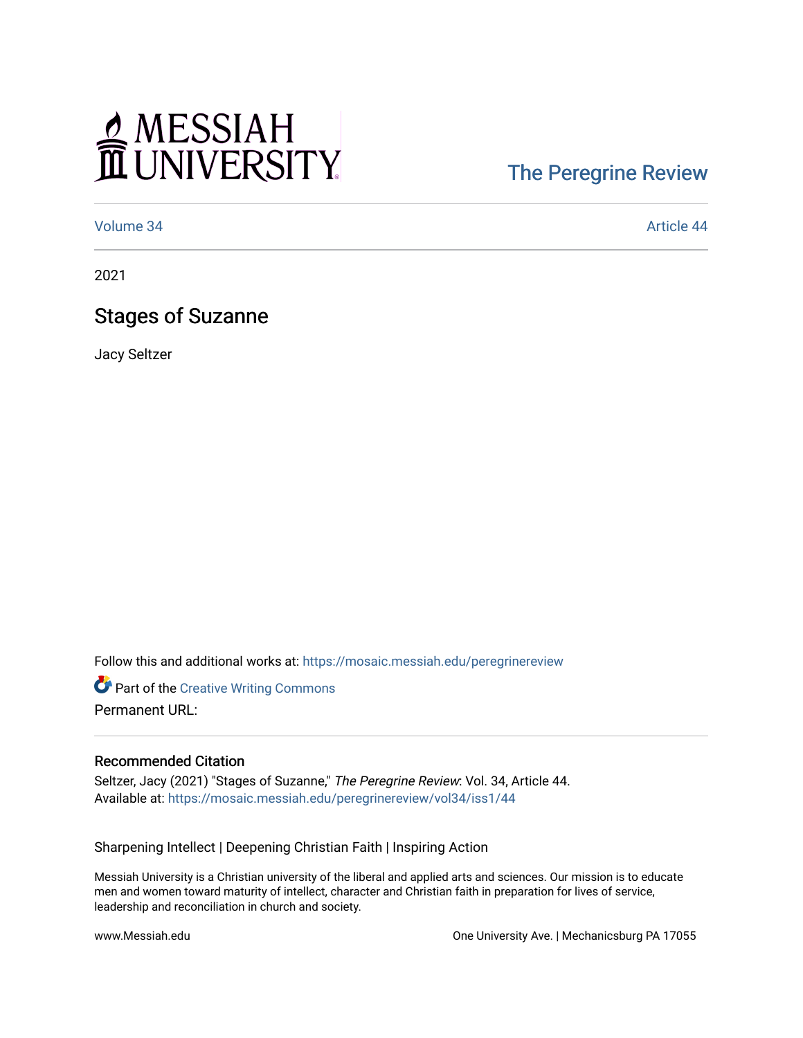MESSIAH UNIVERSITY

The Peregrine Review

Volume 34 | Article 44

2021

# Stages of Suzanne

Jacy Seltzer

Follow this and additional works at: https://mosaic.messiah.edu/peregrinereview

Part of the Creative Writing Commons

Permanent URL:

## Recommended Citation

Seltzer, Jacy (2021) "Stages of Suzanne," *The Peregrine Review*: Vol. 34, Article 44.
Available at: https://mosaic.messiah.edu/peregrinereview/vol34/iss1/44

Sharpening Intellect | Deepening Christian Faith | Inspiring Action

Messiah University is a Christian university of the liberal and applied arts and sciences. Our mission is to educate men and women toward maturity of intellect, character and Christian faith in preparation for lives of service, leadership and reconciliation in church and society.

www.Messiah.edu

One University Ave. | Mechanicsburg PA 17055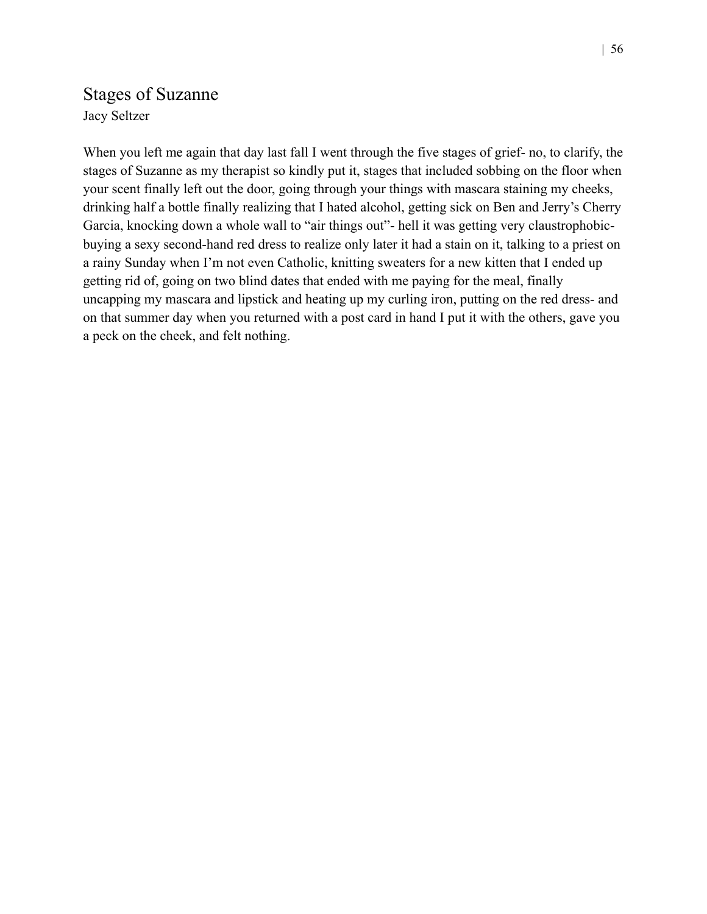## Stages of Suzanne

Jacy Seltzer

When you left me again that day last fall I went through the five stages of grief- no, to clarify, the stages of Suzanne as my therapist so kindly put it, stages that included sobbing on the floor when your scent finally left out the door, going through your things with mascara staining my cheeks, drinking half a bottle finally realizing that I hated alcohol, getting sick on Ben and Jerry's Cherry Garcia, knocking down a whole wall to "air things out"- hell it was getting very claustrophobic- buying a sexy second-hand red dress to realize only later it had a stain on it, talking to a priest on a rainy Sunday when I'm not even Catholic, knitting sweaters for a new kitten that I ended up getting rid of, going on two blind dates that ended with me paying for the meal, finally uncapping my mascara and lipstick and heating up my curling iron, putting on the red dress- and on that summer day when you returned with a post card in hand I put it with the others, gave you a peck on the cheek, and felt nothing.